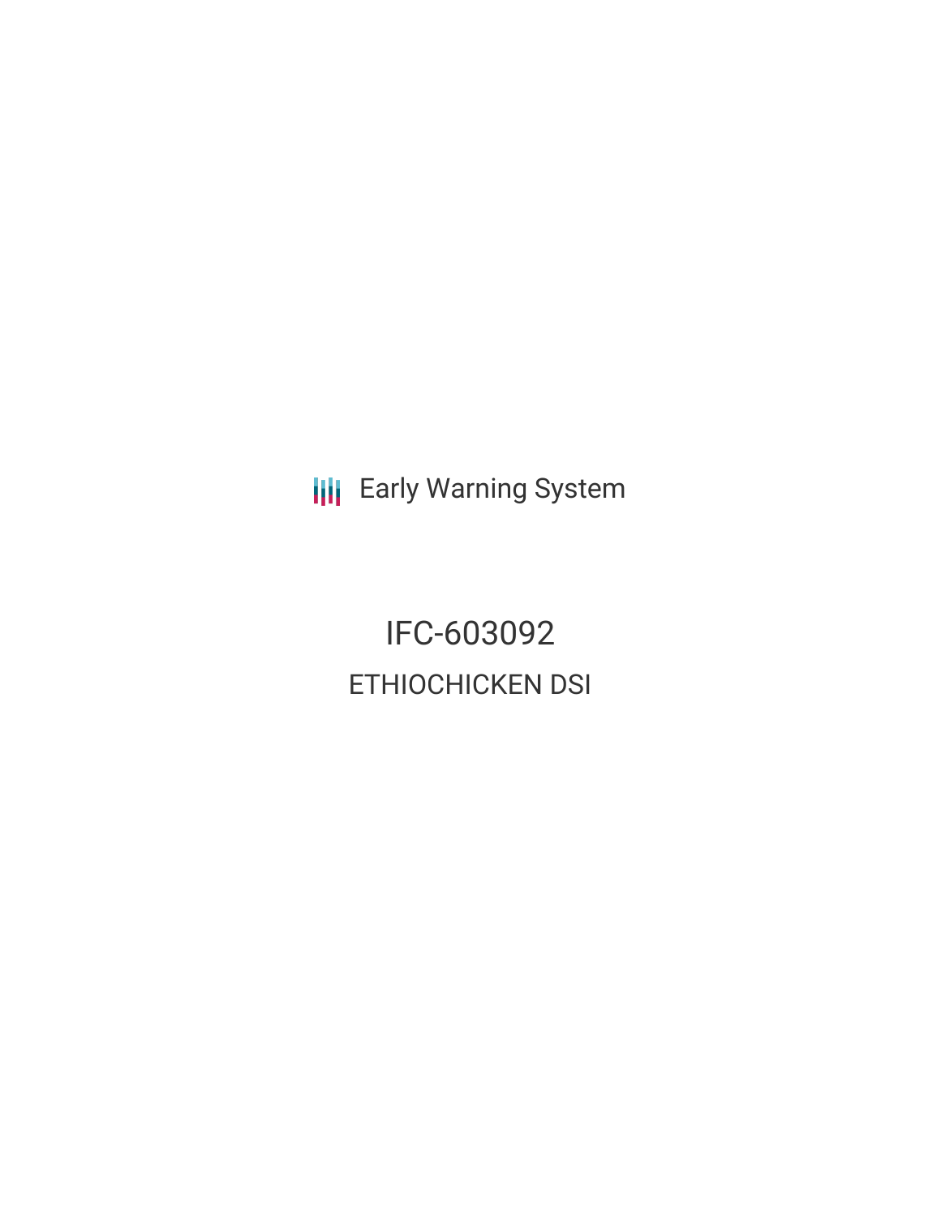Early Warning System

# IFC-603092

## ETHIOCHICKEN DSI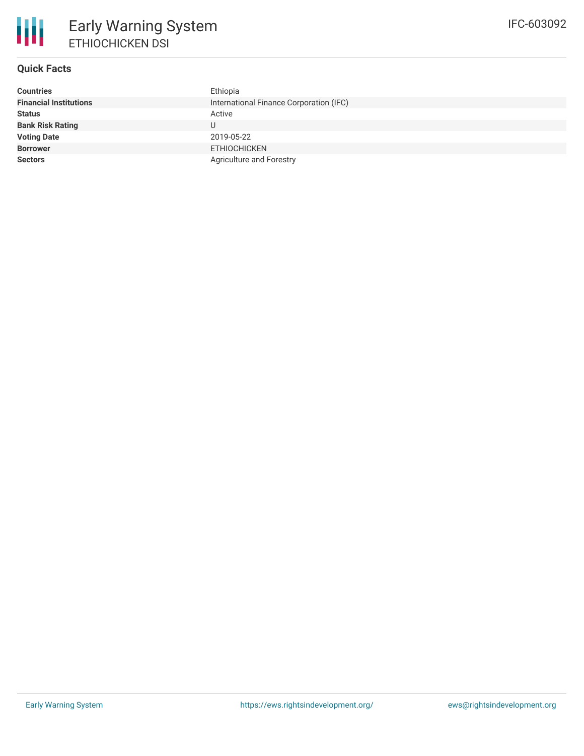# Early Warning System

## ETHIOCHICKEN DSI

IFC-603092

### Quick Facts

| | |
|---|---|
| **Countries** | Ethiopia |
| **Financial Institutions** | International Finance Corporation (IFC) |
| **Status** | Active |
| **Bank Risk Rating** | U |
| **Voting Date** | 2019-05-22 |
| **Borrower** | ETHIOCHICKEN |
| **Sectors** | Agriculture and Forestry |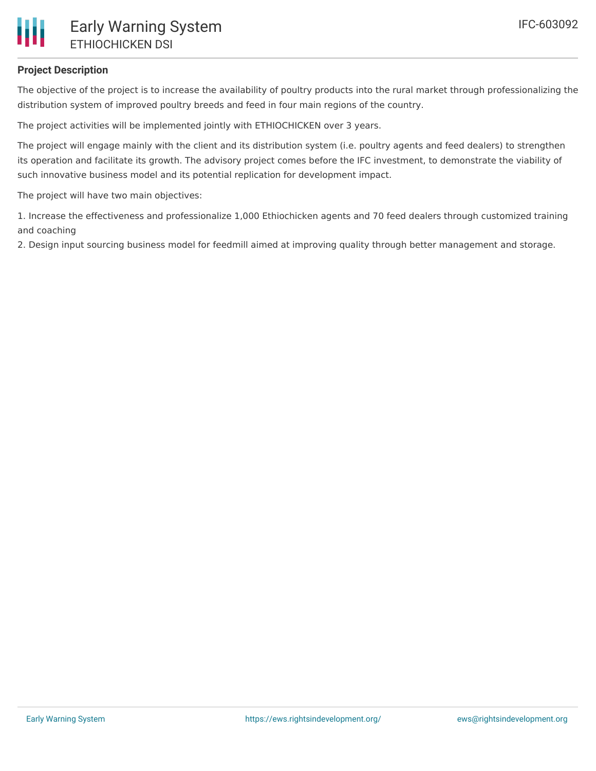## Project Description

The objective of the project is to increase the availability of poultry products into the rural market through professionalizing the distribution system of improved poultry breeds and feed in four main regions of the country.

The project activities will be implemented jointly with ETHIOCHICKEN over 3 years.

The project will engage mainly with the client and its distribution system (i.e. poultry agents and feed dealers) to strengthen its operation and facilitate its growth. The advisory project comes before the IFC investment, to demonstrate the viability of such innovative business model and its potential replication for development impact.

The project will have two main objectives:

1. Increase the effectiveness and professionalize 1,000 Ethiochicken agents and 70 feed dealers through customized training and coaching
2. Design input sourcing business model for feedmill aimed at improving quality through better management and storage.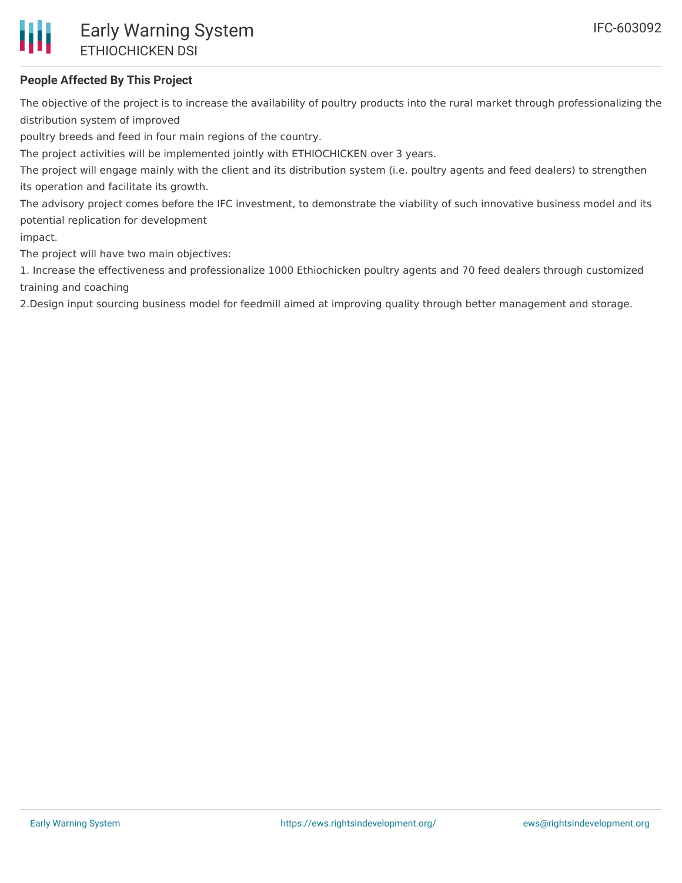## People Affected By This Project

The objective of the project is to increase the availability of poultry products into the rural market through professionalizing the distribution system of improved

poultry breeds and feed in four main regions of the country.

The project activities will be implemented jointly with ETHIOCHICKEN over 3 years.

The project will engage mainly with the client and its distribution system (i.e. poultry agents and feed dealers) to strengthen its operation and facilitate its growth.

The advisory project comes before the IFC investment, to demonstrate the viability of such innovative business model and its potential replication for development

impact.

The project will have two main objectives:

1. Increase the effectiveness and professionalize 1000 Ethiochicken poultry agents and 70 feed dealers through customized training and coaching

2.Design input sourcing business model for feedmill aimed at improving quality through better management and storage.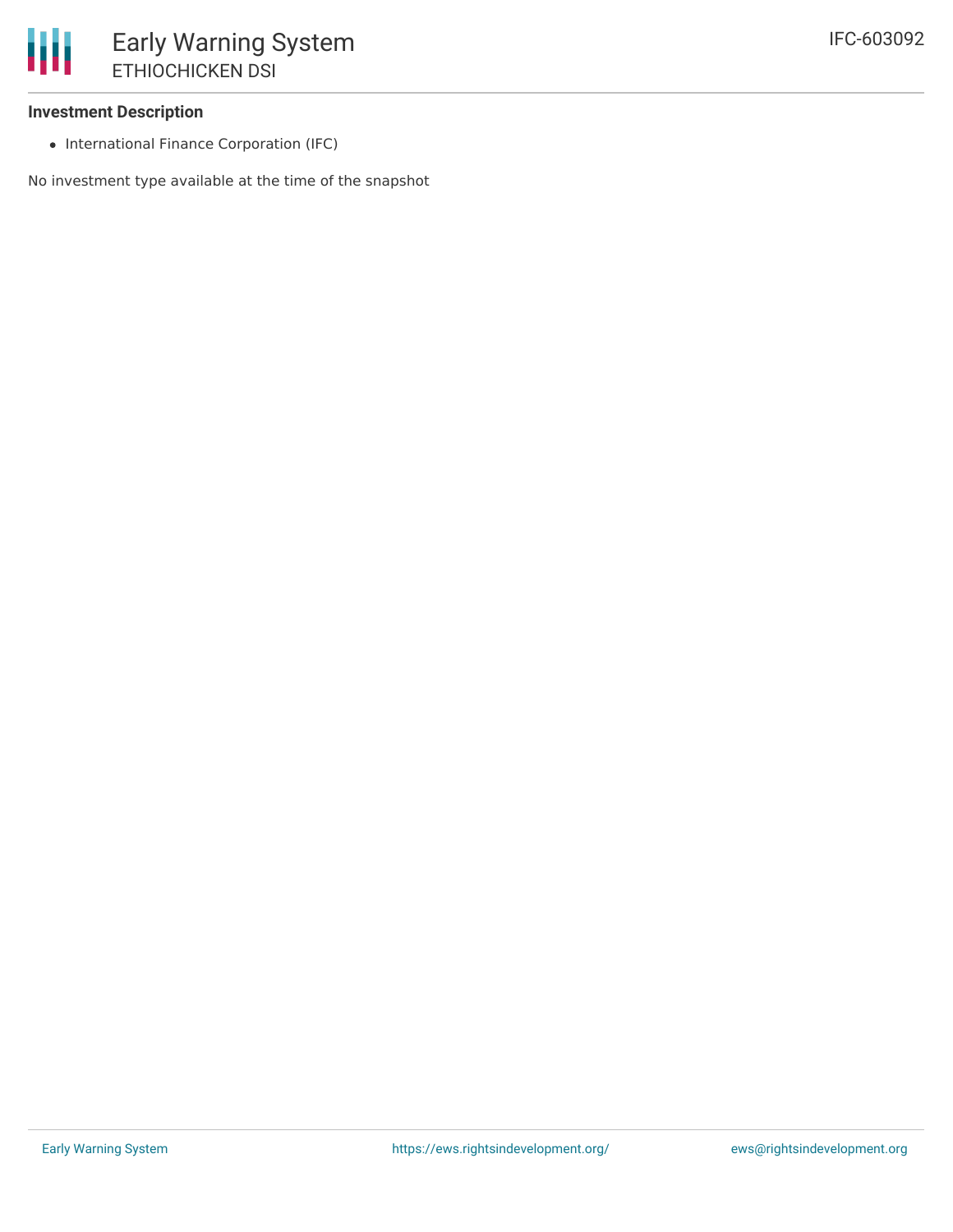### Investment Description

- International Finance Corporation (IFC)

No investment type available at the time of the snapshot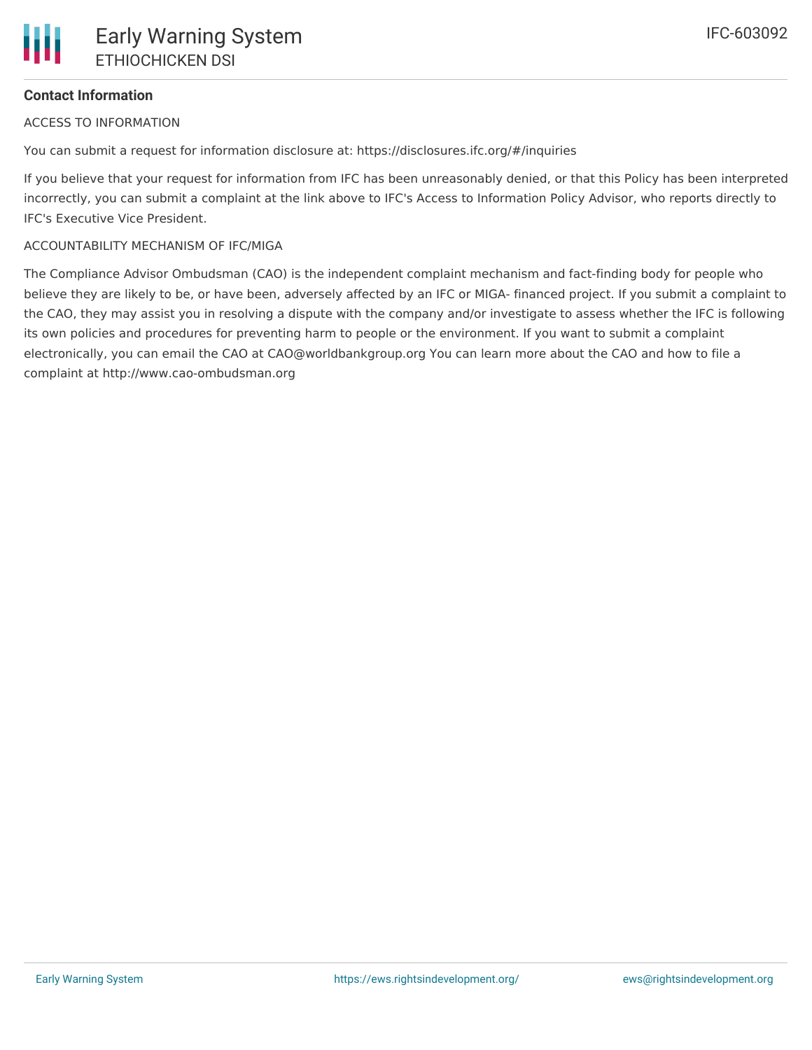## Contact Information

ACCESS TO INFORMATION

You can submit a request for information disclosure at: https://disclosures.ifc.org/#/inquiries

If you believe that your request for information from IFC has been unreasonably denied, or that this Policy has been interpreted incorrectly, you can submit a complaint at the link above to IFC's Access to Information Policy Advisor, who reports directly to IFC's Executive Vice President.

ACCOUNTABILITY MECHANISM OF IFC/MIGA

The Compliance Advisor Ombudsman (CAO) is the independent complaint mechanism and fact-finding body for people who believe they are likely to be, or have been, adversely affected by an IFC or MIGA- financed project. If you submit a complaint to the CAO, they may assist you in resolving a dispute with the company and/or investigate to assess whether the IFC is following its own policies and procedures for preventing harm to people or the environment. If you want to submit a complaint electronically, you can email the CAO at CAO@worldbankgroup.org You can learn more about the CAO and how to file a complaint at http://www.cao-ombudsman.org